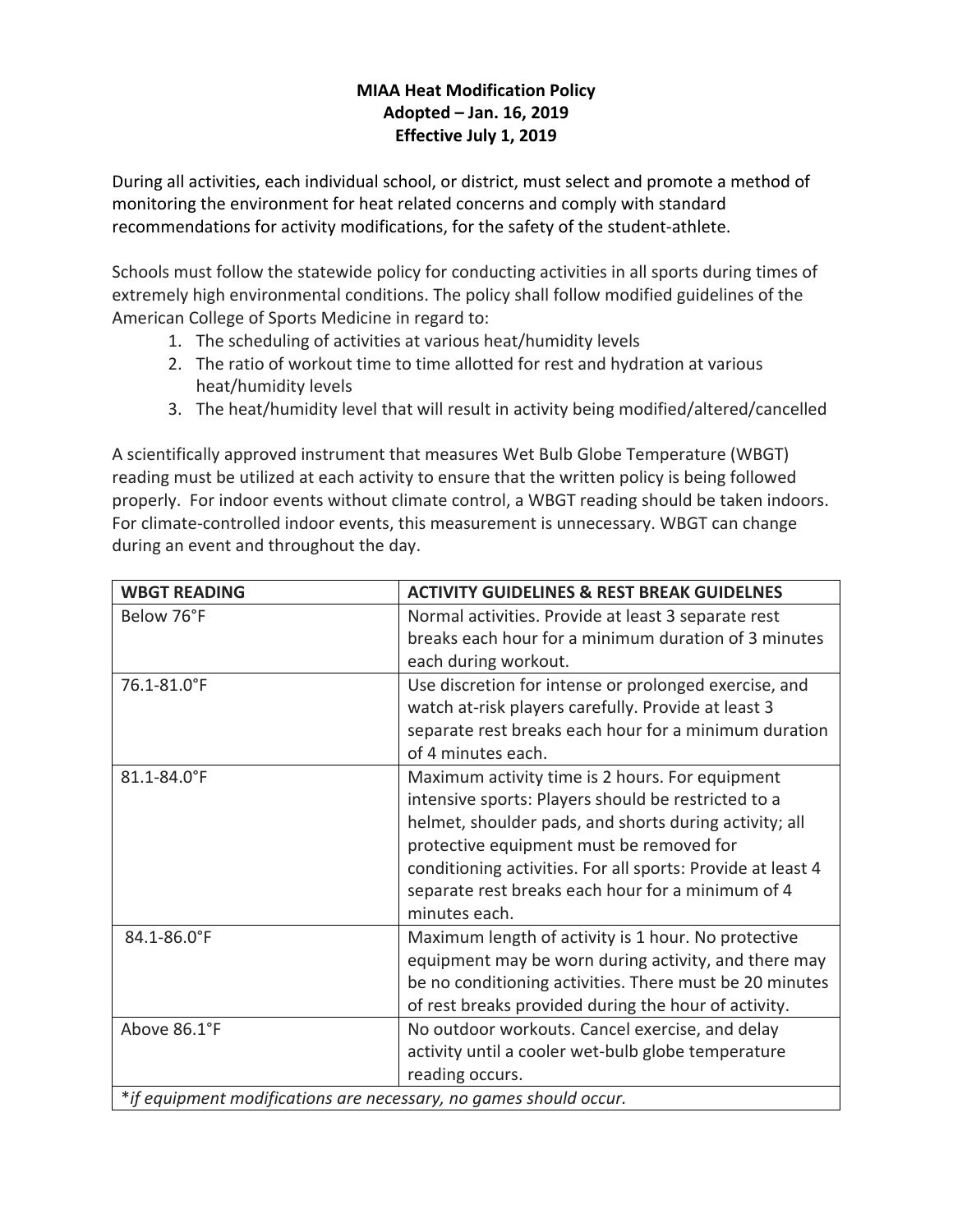# MIAA Heat Modification Policy
## Adopted – Jan. 16, 2019
## Effective July 1, 2019

During all activities, each individual school, or district, must select and promote a method of monitoring the environment for heat related concerns and comply with standard recommendations for activity modifications, for the safety of the student-athlete.

Schools must follow the statewide policy for conducting activities in all sports during times of extremely high environmental conditions. The policy shall follow modified guidelines of the American College of Sports Medicine in regard to:

1. The scheduling of activities at various heat/humidity levels
2. The ratio of workout time to time allotted for rest and hydration at various heat/humidity levels
3. The heat/humidity level that will result in activity being modified/altered/cancelled

A scientifically approved instrument that measures Wet Bulb Globe Temperature (WBGT) reading must be utilized at each activity to ensure that the written policy is being followed properly. For indoor events without climate control, a WBGT reading should be taken indoors. For climate-controlled indoor events, this measurement is unnecessary. WBGT can change during an event and throughout the day.

| WBGT READING | ACTIVITY GUIDELINES & REST BREAK GUIDELNES |
|---|---|
| Below 76°F | Normal activities. Provide at least 3 separate rest breaks each hour for a minimum duration of 3 minutes each during workout. |
| 76.1-81.0°F | Use discretion for intense or prolonged exercise, and watch at-risk players carefully. Provide at least 3 separate rest breaks each hour for a minimum duration of 4 minutes each. |
| 81.1-84.0°F | Maximum activity time is 2 hours. For equipment intensive sports: Players should be restricted to a helmet, shoulder pads, and shorts during activity; all protective equipment must be removed for conditioning activities. For all sports: Provide at least 4 separate rest breaks each hour for a minimum of 4 minutes each. |
| 84.1-86.0°F | Maximum length of activity is 1 hour. No protective equipment may be worn during activity, and there may be no conditioning activities. There must be 20 minutes of rest breaks provided during the hour of activity. |
| Above 86.1°F | No outdoor workouts. Cancel exercise, and delay activity until a cooler wet-bulb globe temperature reading occurs. |
| *if equipment modifications are necessary, no games should occur.* | |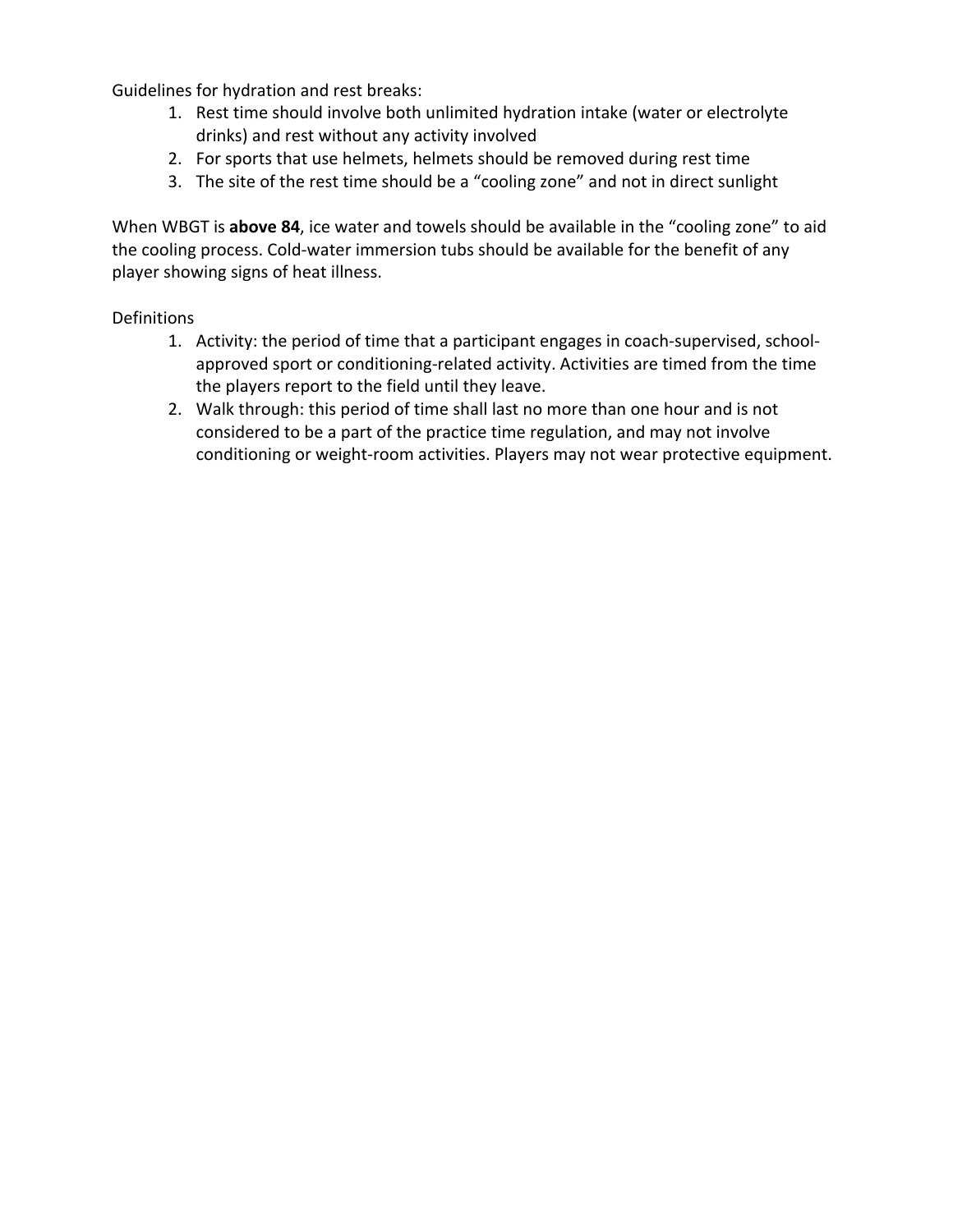Guidelines for hydration and rest breaks:

1. Rest time should involve both unlimited hydration intake (water or electrolyte drinks) and rest without any activity involved
2. For sports that use helmets, helmets should be removed during rest time
3. The site of the rest time should be a "cooling zone" and not in direct sunlight

When WBGT is **above 84**, ice water and towels should be available in the "cooling zone" to aid the cooling process. Cold-water immersion tubs should be available for the benefit of any player showing signs of heat illness.

Definitions

1. Activity: the period of time that a participant engages in coach-supervised, school-approved sport or conditioning-related activity. Activities are timed from the time the players report to the field until they leave.
2. Walk through: this period of time shall last no more than one hour and is not considered to be a part of the practice time regulation, and may not involve conditioning or weight-room activities. Players may not wear protective equipment.